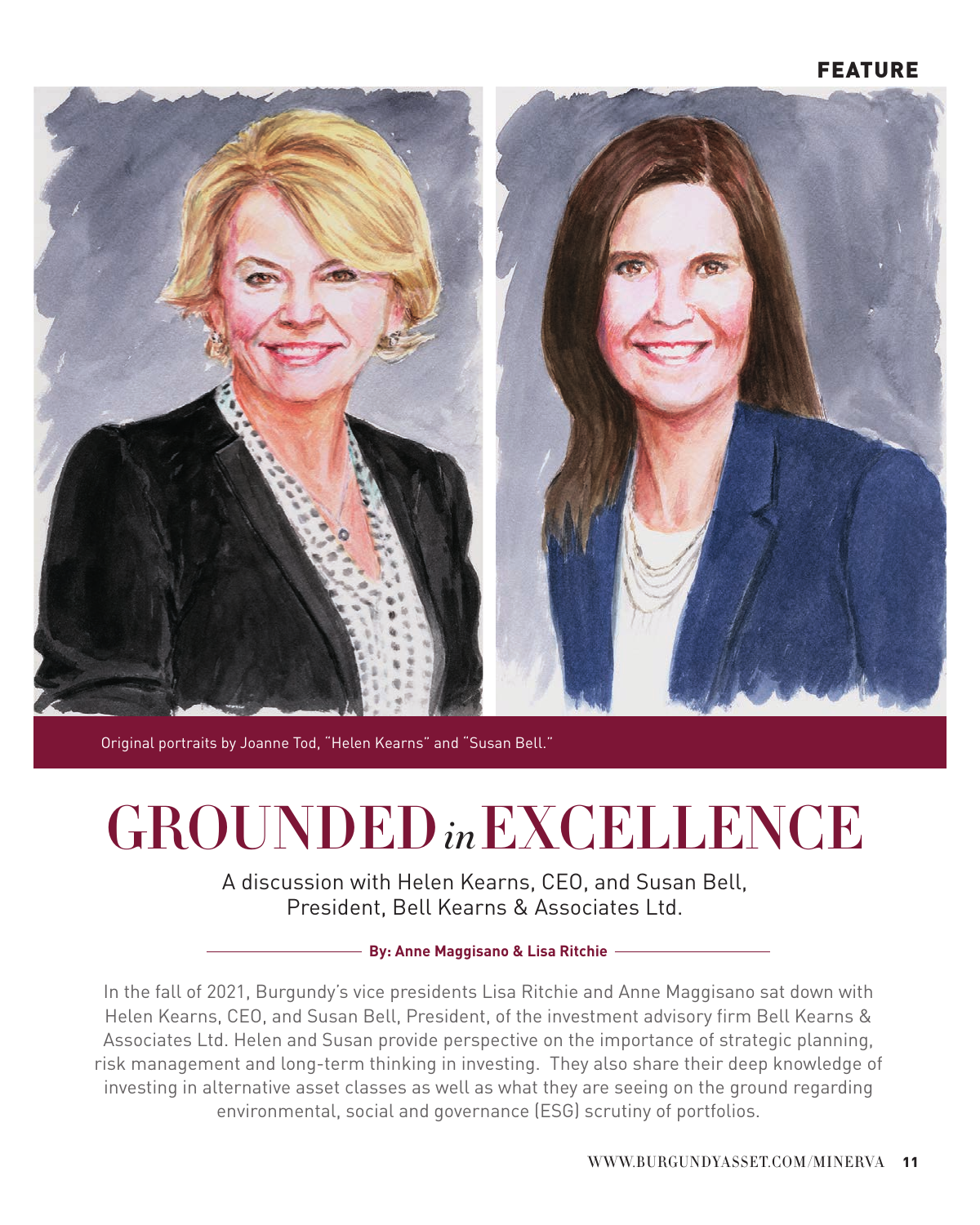FEATURE

Original portraits by Joanne Tod, "Helen Kearns" and "Susan Bell."

# GROUNDED *in* EXCELLENCE

A discussion with Helen Kearns, CEO, and Susan Bell, President, Bell Kearns & Associates Ltd.

**By: Anne Maggisano & Lisa Ritchie**

In the fall of 2021, Burgundy's vice presidents Lisa Ritchie and Anne Maggisano sat down with Helen Kearns, CEO, and Susan Bell, President, of the investment advisory firm Bell Kearns & Associates Ltd. Helen and Susan provide perspective on the importance of strategic planning, risk management and long-term thinking in investing. They also share their deep knowledge of investing in alternative asset classes as well as what they are seeing on the ground regarding environmental, social and governance (ESG) scrutiny of portfolios.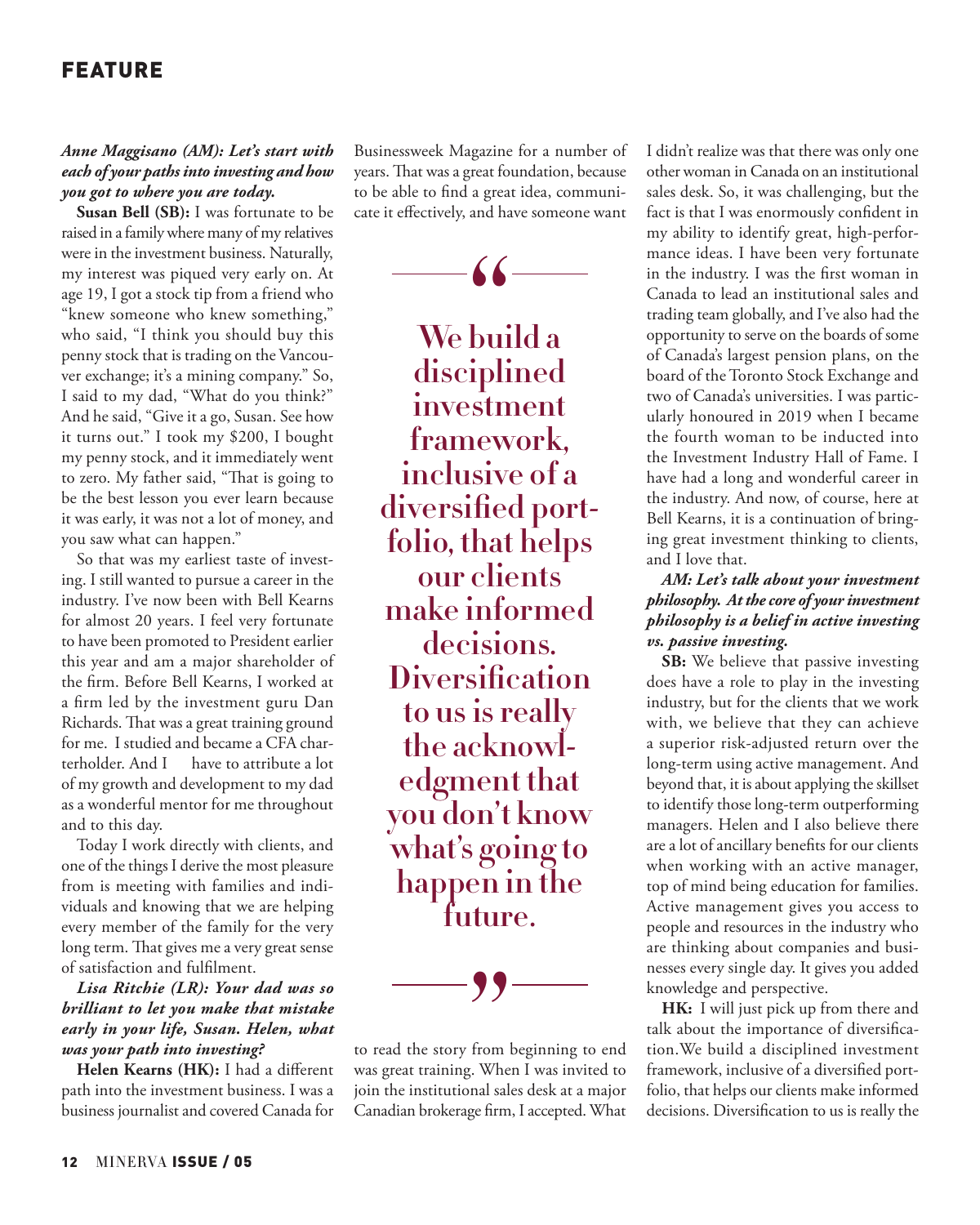## FEATURE

***Anne Maggisano (AM): Let's start with each of your paths into investing and how you got to where you are today.***

**Susan Bell (SB):** I was fortunate to be raised in a family where many of my relatives were in the investment business. Naturally, my interest was piqued very early on. At age 19, I got a stock tip from a friend who "knew someone who knew something," who said, "I think you should buy this penny stock that is trading on the Vancouver exchange; it's a mining company." So, I said to my dad, "What do you think?" And he said, "Give it a go, Susan. See how it turns out." I took my $200, I bought my penny stock, and it immediately went to zero. My father said, "That is going to be the best lesson you ever learn because it was early, it was not a lot of money, and you saw what can happen."

So that was my earliest taste of investing. I still wanted to pursue a career in the industry. I've now been with Bell Kearns for almost 20 years. I feel very fortunate to have been promoted to President earlier this year and am a major shareholder of the firm. Before Bell Kearns, I worked at a firm led by the investment guru Dan Richards. That was a great training ground for me. I studied and became a CFA charterholder. And I have to attribute a lot of my growth and development to my dad as a wonderful mentor for me throughout and to this day.

Today I work directly with clients, and one of the things I derive the most pleasure from is meeting with families and individuals and knowing that we are helping every member of the family for the very long term. That gives me a very great sense of satisfaction and fulfilment.

***Lisa Ritchie (LR): Your dad was so brilliant to let you make that mistake early in your life, Susan. Helen, what was your path into investing?***

**Helen Kearns (HK):** I had a different path into the investment business. I was a business journalist and covered Canada for Businessweek Magazine for a number of years. That was a great foundation, because to be able to find a great idea, communicate it effectively, and have someone want to read the story from beginning to end was great training. When I was invited to join the institutional sales desk at a major Canadian brokerage firm, I accepted. What I didn't realize was that there was only one other woman in Canada on an institutional sales desk. So, it was challenging, but the fact is that I was enormously confident in my ability to identify great, high-performance ideas. I have been very fortunate in the industry. I was the first woman in Canada to lead an institutional sales and trading team globally, and I've also had the opportunity to serve on the boards of some of Canada's largest pension plans, on the board of the Toronto Stock Exchange and two of Canada's universities. I was particularly honoured in 2019 when I became the fourth woman to be inducted into the Investment Industry Hall of Fame. I have had a long and wonderful career in the industry. And now, of course, here at Bell Kearns, it is a continuation of bringing great investment thinking to clients, and I love that.

> "We build a disciplined investment framework, inclusive of a diversified portfolio, that helps our clients make informed decisions. Diversification to us is really the acknowledgment that you don't know what's going to happen in the future."

***AM: Let's talk about your investment philosophy. At the core of your investment philosophy is a belief in active investing vs. passive investing.***

**SB:** We believe that passive investing does have a role to play in the investing industry, but for the clients that we work with, we believe that they can achieve a superior risk-adjusted return over the long-term using active management. And beyond that, it is about applying the skillset to identify those long-term outperforming managers. Helen and I also believe there are a lot of ancillary benefits for our clients when working with an active manager, top of mind being education for families. Active management gives you access to people and resources in the industry who are thinking about companies and businesses every single day. It gives you added knowledge and perspective.

**HK:** I will just pick up from there and talk about the importance of diversification. We build a disciplined investment framework, inclusive of a diversified portfolio, that helps our clients make informed decisions. Diversification to us is really the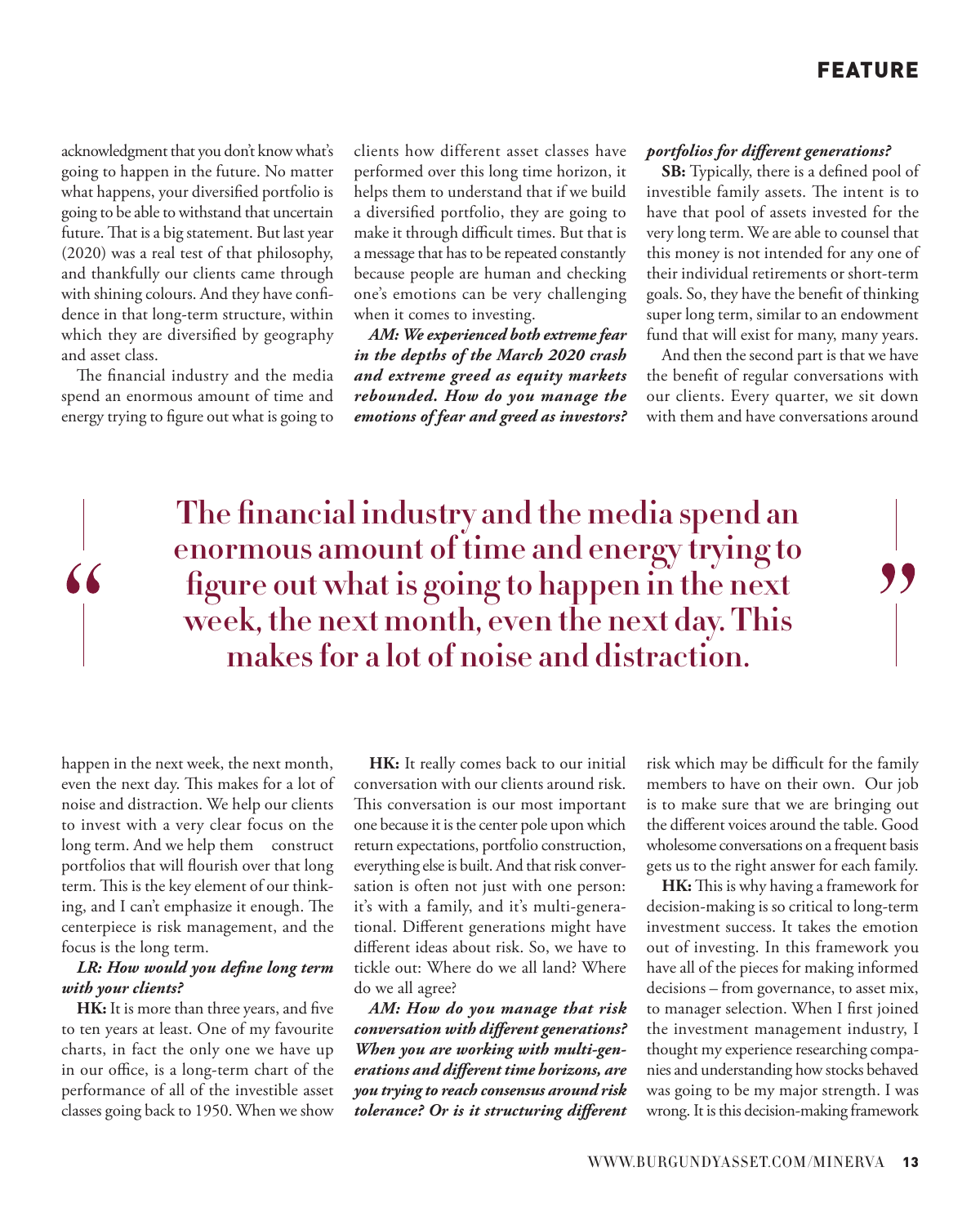acknowledgment that you don't know what's going to happen in the future. No matter what happens, your diversified portfolio is going to be able to withstand that uncertain future. That is a big statement. But last year (2020) was a real test of that philosophy, and thankfully our clients came through with shining colours. And they have confidence in that long-term structure, within which they are diversified by geography and asset class.

The financial industry and the media spend an enormous amount of time and energy trying to figure out what is going to happen in the next week, the next month, even the next day. This makes for a lot of noise and distraction. We help our clients to invest with a very clear focus on the long term. And we help them construct portfolios that will flourish over that long term. This is the key element of our thinking, and I can't emphasize it enough. The centerpiece is risk management, and the focus is the long term.

> **"The financial industry and the media spend an enormous amount of time and energy trying to figure out what is going to happen in the next week, the next month, even the next day. This makes for a lot of noise and distraction."**

***LR: How would you define long term with your clients?***

**HK:** It is more than three years, and five to ten years at least. One of my favourite charts, in fact the only one we have up in our office, is a long-term chart of the performance of all of the investible asset classes going back to 1950. When we show clients how different asset classes have performed over this long time horizon, it helps them to understand that if we build a diversified portfolio, they are going to make it through difficult times. But that is a message that has to be repeated constantly because people are human and checking one's emotions can be very challenging when it comes to investing.

***AM: We experienced both extreme fear in the depths of the March 2020 crash and extreme greed as equity markets rebounded. How do you manage the emotions of fear and greed as investors?***

**HK:** It really comes back to our initial conversation with our clients around risk. This conversation is our most important one because it is the center pole upon which return expectations, portfolio construction, everything else is built. And that risk conversation is often not just with one person: it's with a family, and it's multi-generational. Different generations might have different ideas about risk. So, we have to tickle out: Where do we all land? Where do we all agree?

***AM: How do you manage that risk conversation with different generations? When you are working with multi-generations and different time horizons, are you trying to reach consensus around risk tolerance? Or is it structuring different portfolios for different generations?***

**SB:** Typically, there is a defined pool of investible family assets. The intent is to have that pool of assets invested for the very long term. We are able to counsel that this money is not intended for any one of their individual retirements or short-term goals. So, they have the benefit of thinking super long term, similar to an endowment fund that will exist for many, many years.

And then the second part is that we have the benefit of regular conversations with our clients. Every quarter, we sit down with them and have conversations around risk which may be difficult for the family members to have on their own. Our job is to make sure that we are bringing out the different voices around the table. Good wholesome conversations on a frequent basis gets us to the right answer for each family.

**HK:** This is why having a framework for decision-making is so critical to long-term investment success. It takes the emotion out of investing. In this framework you have all of the pieces for making informed decisions – from governance, to asset mix, to manager selection. When I first joined the investment management industry, I thought my experience researching companies and understanding how stocks behaved was going to be my major strength. I was wrong. It is this decision-making framework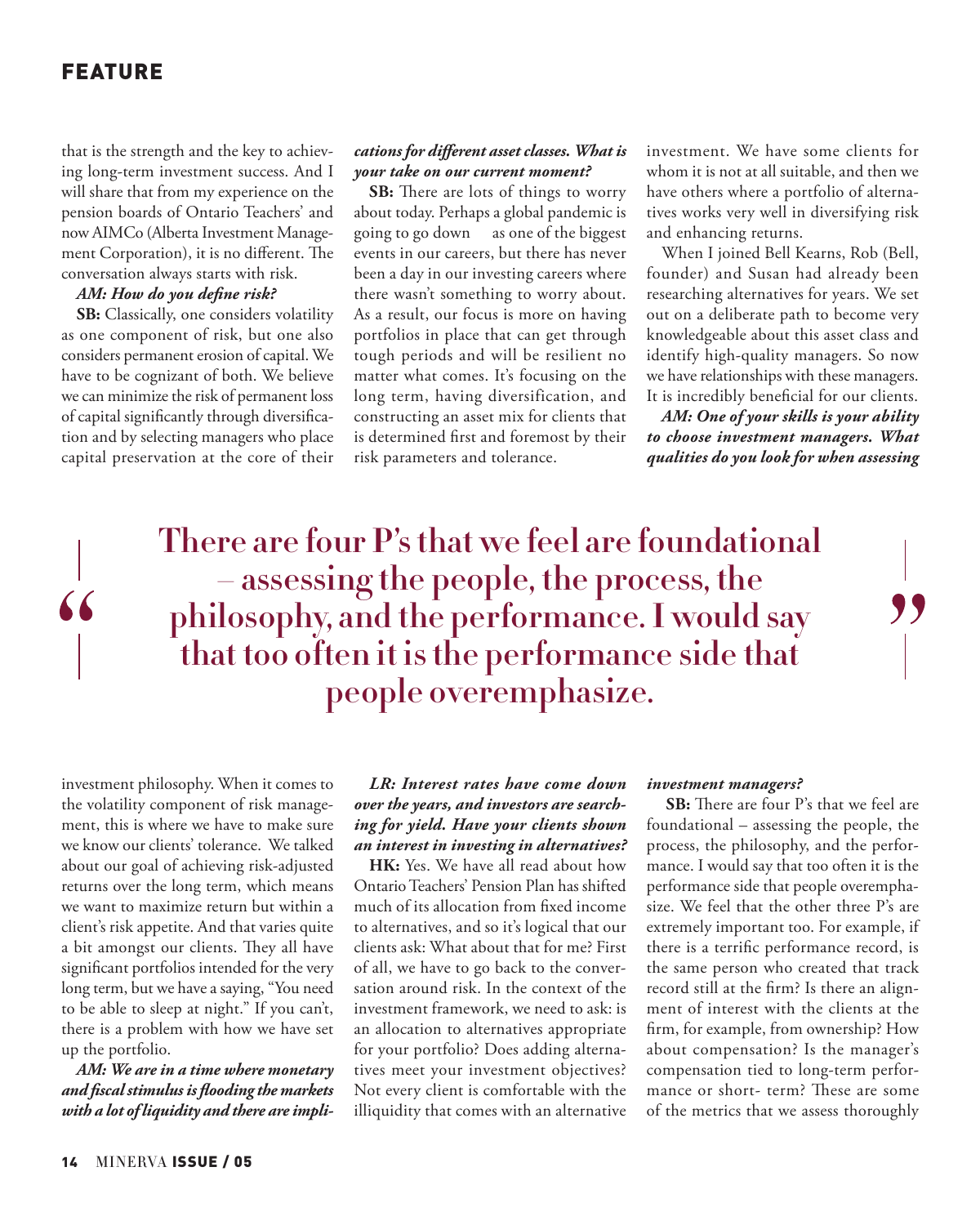that is the strength and the key to achieving long-term investment success. And I will share that from my experience on the pension boards of Ontario Teachers' and now AIMCo (Alberta Investment Management Corporation), it is no different. The conversation always starts with risk.

***AM: How do you define risk?***

**SB:** Classically, one considers volatility as one component of risk, but one also considers permanent erosion of capital. We have to be cognizant of both. We believe we can minimize the risk of permanent loss of capital significantly through diversification and by selecting managers who place capital preservation at the core of their investment philosophy. When it comes to the volatility component of risk management, this is where we have to make sure we know our clients' tolerance. We talked about our goal of achieving risk-adjusted returns over the long term, which means we want to maximize return but within a client's risk appetite. And that varies quite a bit amongst our clients. They all have significant portfolios intended for the very long term, but we have a saying, "You need to be able to sleep at night." If you can't, there is a problem with how we have set up the portfolio.

***AM: We are in a time where monetary and fiscal stimulus is flooding the markets with a lot of liquidity and there are implications for different asset classes. What is your take on our current moment?***

**SB:** There are lots of things to worry about today. Perhaps a global pandemic is going to go down as one of the biggest events in our careers, but there has never been a day in our investing careers where there wasn't something to worry about. As a result, our focus is more on having portfolios in place that can get through tough periods and will be resilient no matter what comes. It's focusing on the long term, having diversification, and constructing an asset mix for clients that is determined first and foremost by their risk parameters and tolerance.

***LR: Interest rates have come down over the years, and investors are searching for yield. Have your clients shown an interest in investing in alternatives?***

**HK:** Yes. We have all read about how Ontario Teachers' Pension Plan has shifted much of its allocation from fixed income to alternatives, and so it's logical that our clients ask: What about that for me? First of all, we have to go back to the conversation around risk. In the context of the investment framework, we need to ask: is an allocation to alternatives appropriate for your portfolio? Does adding alternatives meet your investment objectives? Not every client is comfortable with the illiquidity that comes with an alternative investment. We have some clients for whom it is not at all suitable, and then we have others where a portfolio of alternatives works very well in diversifying risk and enhancing returns.

When I joined Bell Kearns, Rob (Bell, founder) and Susan had already been researching alternatives for years. We set out on a deliberate path to become very knowledgeable about this asset class and identify high-quality managers. So now we have relationships with these managers. It is incredibly beneficial for our clients.

***AM: One of your skills is your ability to choose investment managers. What qualities do you look for when assessing investment managers?***

**SB:** There are four P's that we feel are foundational – assessing the people, the process, the philosophy, and the performance. I would say that too often it is the performance side that people overemphasize. We feel that the other three P's are extremely important too. For example, if there is a terrific performance record, is the same person who created that track record still at the firm? Is there an alignment of interest with the clients at the firm, for example, from ownership? How about compensation? Is the manager's compensation tied to long-term performance or short- term? These are some of the metrics that we assess thoroughly

> **"There are four P's that we feel are foundational – assessing the people, the process, the philosophy, and the performance. I would say that too often it is the performance side that people overemphasize."**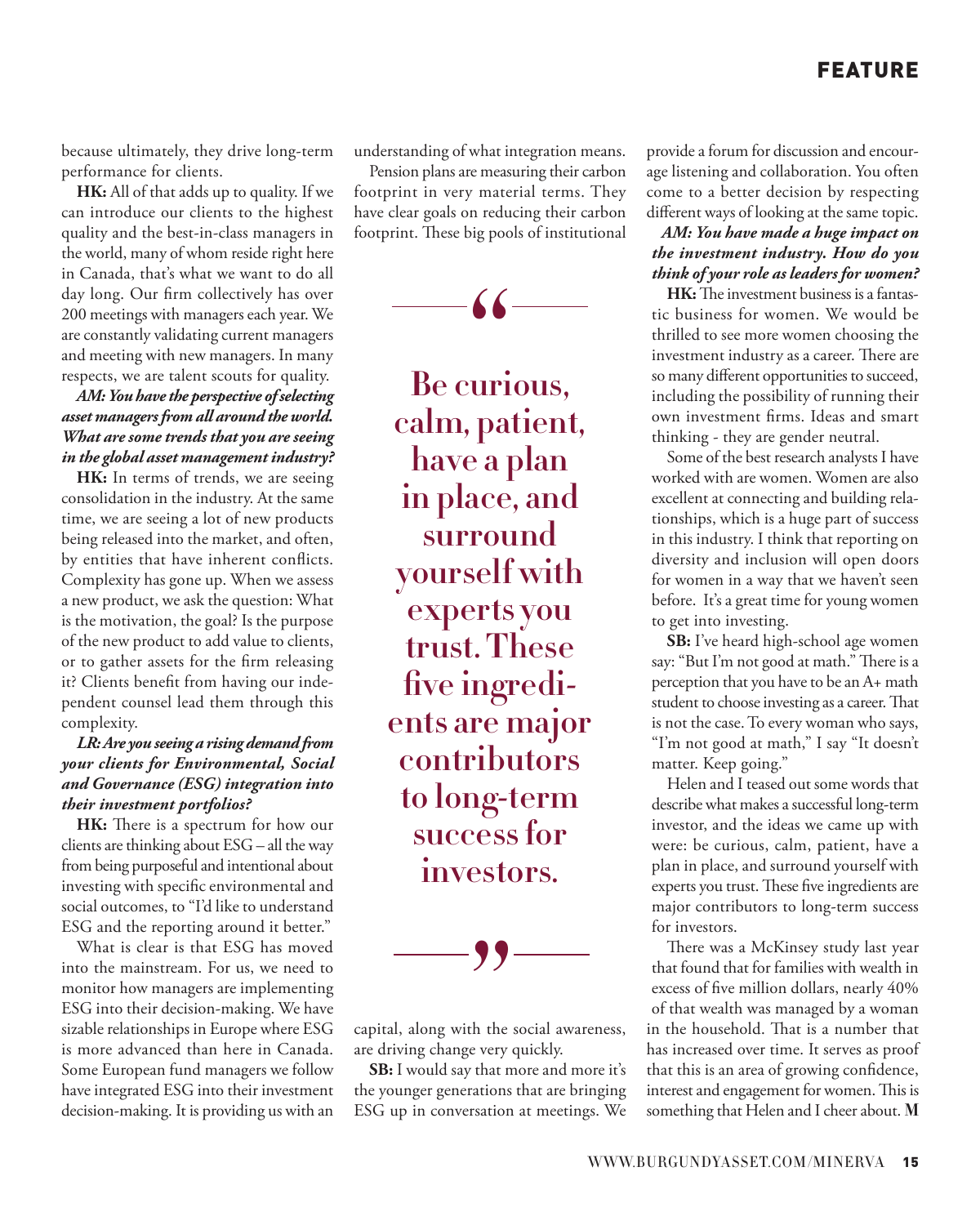because ultimately, they drive long-term performance for clients.

**HK:** All of that adds up to quality. If we can introduce our clients to the highest quality and the best-in-class managers in the world, many of whom reside right here in Canada, that's what we want to do all day long. Our firm collectively has over 200 meetings with managers each year. We are constantly validating current managers and meeting with new managers. In many respects, we are talent scouts for quality.

***AM: You have the perspective of selecting asset managers from all around the world. What are some trends that you are seeing in the global asset management industry?***

**HK:** In terms of trends, we are seeing consolidation in the industry. At the same time, we are seeing a lot of new products being released into the market, and often, by entities that have inherent conflicts. Complexity has gone up. When we assess a new product, we ask the question: What is the motivation, the goal? Is the purpose of the new product to add value to clients, or to gather assets for the firm releasing it? Clients benefit from having our independent counsel lead them through this complexity.

***LR: Are you seeing a rising demand from your clients for Environmental, Social and Governance (ESG) integration into their investment portfolios?***

**HK:** There is a spectrum for how our clients are thinking about ESG – all the way from being purposeful and intentional about investing with specific environmental and social outcomes, to "I'd like to understand ESG and the reporting around it better."

What is clear is that ESG has moved into the mainstream. For us, we need to monitor how managers are implementing ESG into their decision-making. We have sizable relationships in Europe where ESG is more advanced than here in Canada. Some European fund managers we follow have integrated ESG into their investment decision-making. It is providing us with an understanding of what integration means.

Pension plans are measuring their carbon footprint in very material terms. They have clear goals on reducing their carbon footprint. These big pools of institutional capital, along with the social awareness, are driving change very quickly.

> **"Be curious, calm, patient, have a plan in place, and surround yourself with experts you trust. These five ingredients are major contributors to long-term success for investors."**

**SB:** I would say that more and more it's the younger generations that are bringing ESG up in conversation at meetings. We provide a forum for discussion and encourage listening and collaboration. You often come to a better decision by respecting different ways of looking at the same topic.

***AM: You have made a huge impact on the investment industry. How do you think of your role as leaders for women?***

**HK:** The investment business is a fantastic business for women. We would be thrilled to see more women choosing the investment industry as a career. There are so many different opportunities to succeed, including the possibility of running their own investment firms. Ideas and smart thinking - they are gender neutral.

Some of the best research analysts I have worked with are women. Women are also excellent at connecting and building relationships, which is a huge part of success in this industry. I think that reporting on diversity and inclusion will open doors for women in a way that we haven't seen before. It's a great time for young women to get into investing.

**SB:** I've heard high-school age women say: "But I'm not good at math." There is a perception that you have to be an A+ math student to choose investing as a career. That is not the case. To every woman who says, "I'm not good at math," I say "It doesn't matter. Keep going."

Helen and I teased out some words that describe what makes a successful long-term investor, and the ideas we came up with were: be curious, calm, patient, have a plan in place, and surround yourself with experts you trust. These five ingredients are major contributors to long-term success for investors.

There was a McKinsey study last year that found that for families with wealth in excess of five million dollars, nearly 40% of that wealth was managed by a woman in the household. That is a number that has increased over time. It serves as proof that this is an area of growing confidence, interest and engagement for women. This is something that Helen and I cheer about. **M**